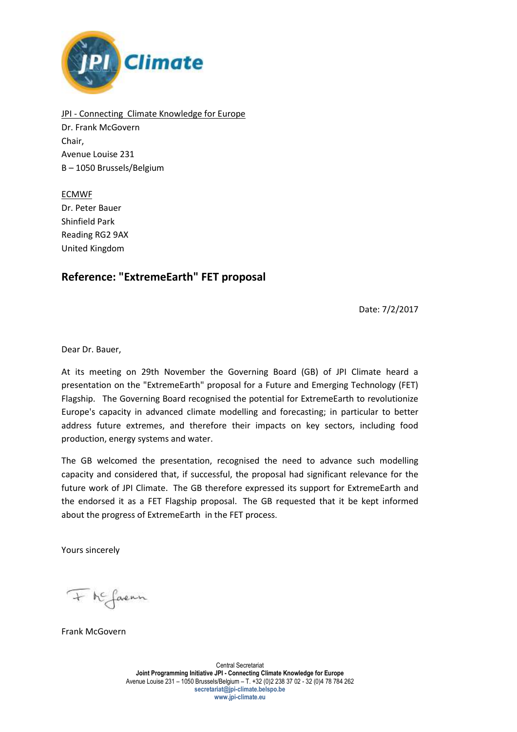JPI - Connecting Climate Knowledge for Europe
Dr. Frank McGovern
Chair,
Avenue Louise 231
B – 1050 Brussels/Belgium

ECMWF
Dr. Peter Bauer
Shinfield Park
Reading RG2 9AX
United Kingdom

## Reference: "ExtremeEarth" FET proposal

Date: 7/2/2017

Dear Dr. Bauer,

At its meeting on 29th November the Governing Board (GB) of JPI Climate heard a presentation on the "ExtremeEarth" proposal for a Future and Emerging Technology (FET) Flagship. The Governing Board recognised the potential for ExtremeEarth to revolutionize Europe's capacity in advanced climate modelling and forecasting; in particular to better address future extremes, and therefore their impacts on key sectors, including food production, energy systems and water.

The GB welcomed the presentation, recognised the need to advance such modelling capacity and considered that, if successful, the proposal had significant relevance for the future work of JPI Climate. The GB therefore expressed its support for ExtremeEarth and the endorsed it as a FET Flagship proposal. The GB requested that it be kept informed about the progress of ExtremeEarth in the FET process.

Yours sincerely

Frank McGovern

Central Secretariat
**Joint Programming Initiative JPI - Connecting Climate Knowledge for Europe**
Avenue Louise 231 – 1050 Brussels/Belgium – T. +32 (0)2 238 37 02 - 32 (0)4 78 784 262
**secretariat@jpi-climate.belspo.be**
**www.jpi-climate.eu**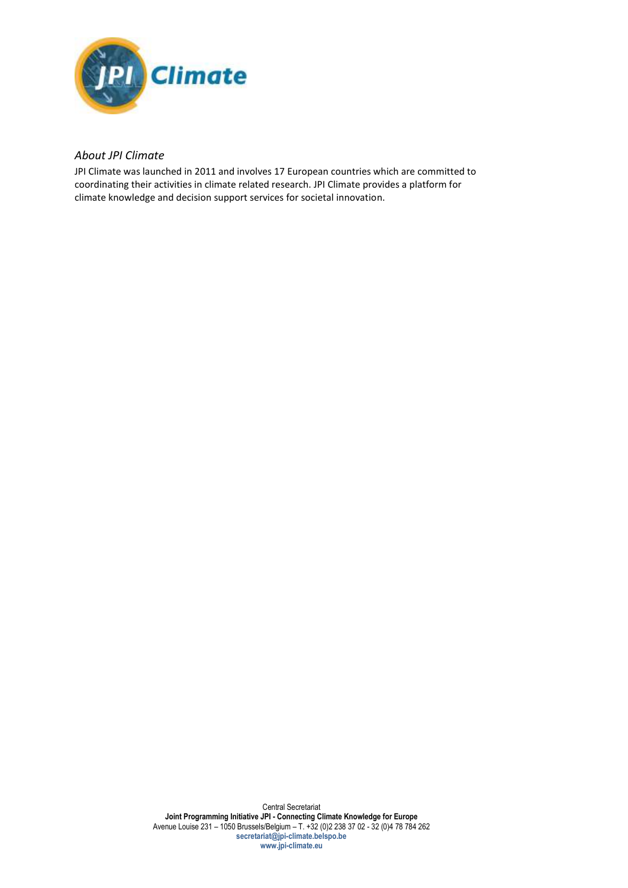*About JPI Climate*

JPI Climate was launched in 2011 and involves 17 European countries which are committed to coordinating their activities in climate related research. JPI Climate provides a platform for climate knowledge and decision support services for societal innovation.

Central Secretariat
**Joint Programming Initiative JPI - Connecting Climate Knowledge for Europe**
Avenue Louise 231 – 1050 Brussels/Belgium – T. +32 (0)2 238 37 02 - 32 (0)4 78 784 262
**secretariat@jpi-climate.belspo.be**
**www.jpi-climate.eu**